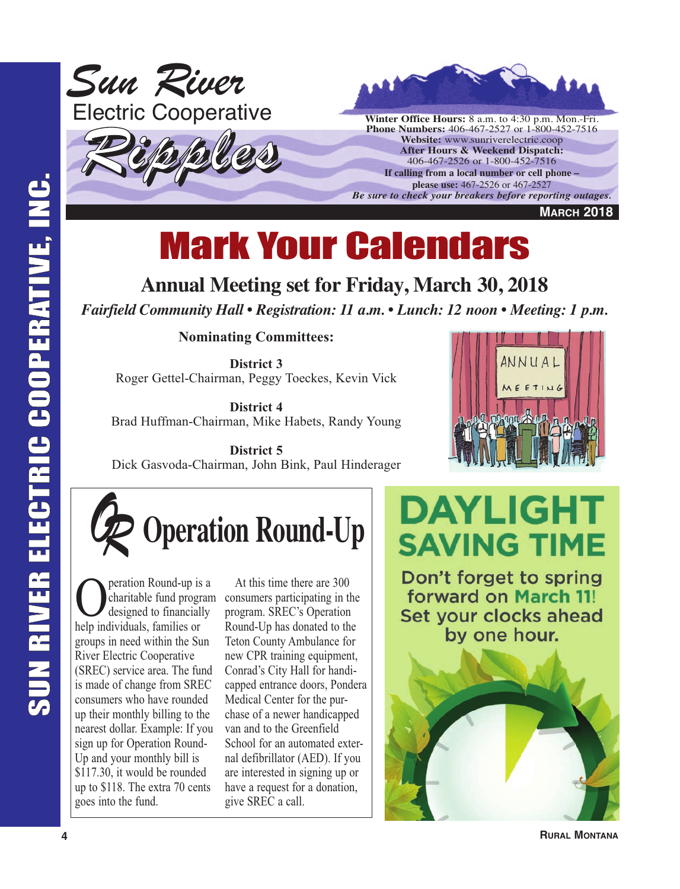# Sun River Electric Cooperative Ripples

**Winter Office Hours:** 8 a.m. to 4:30 p.m. Mon.-Fri.
**Phone Numbers:** 406-467-2527 or 1-800-452-7516
**Website:** www.sunriverelectric.coop
**After Hours & Weekend Dispatch:**
406-467-2526 or 1-800-452-7516
**If calling from a local number or cell phone – please use:** 467-2526 or 467-2527
***Be sure to check your breakers before reporting outages.***

MARCH 2018

# Mark Your Calendars

## Annual Meeting set for Friday, March 30, 2018

*Fairfield Community Hall • Registration: 11 a.m. • Lunch: 12 noon • Meeting: 1 p.m.*

**Nominating Committees:**

**District 3**
Roger Gettel-Chairman, Peggy Toeckes, Kevin Vick

**District 4**
Brad Huffman-Chairman, Mike Habets, Randy Young

**District 5**
Dick Gasvoda-Chairman, John Bink, Paul Hinderager

## Operation Round-Up

Operation Round-up is a charitable fund program designed to financially help individuals, families or groups in need within the Sun River Electric Cooperative (SREC) service area. The fund is made of change from SREC consumers who have rounded up their monthly billing to the nearest dollar. Example: If you sign up for Operation Round-Up and your monthly bill is $117.30, it would be rounded up to $118. The extra 70 cents goes into the fund.

At this time there are 300 consumers participating in the program. SREC's Operation Round-Up has donated to the Teton County Ambulance for new CPR training equipment, Conrad's City Hall for handicapped entrance doors, Pondera Medical Center for the purchase of a newer handicapped van and to the Greenfield School for an automated external defibrillator (AED). If you are interested in signing up or have a request for a donation, give SREC a call.

## DAYLIGHT SAVING TIME

Don't forget to spring forward on March 11! Set your clocks ahead by one hour.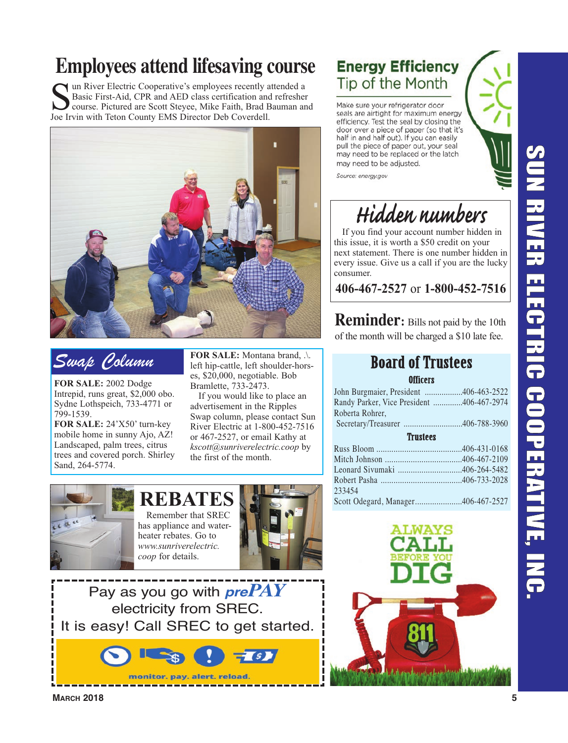# Employees attend lifesaving course

Sun River Electric Cooperative's employees recently attended a Basic First-Aid, CPR and AED class certification and refresher course. Pictured are Scott Steyee, Mike Faith, Brad Bauman and Joe Irvin with Teton County EMS Director Deb Coverdell.

## Swap Column

**FOR SALE:** 2002 Dodge Intrepid, runs great, $2,000 obo. Sydne Lothspeich, 733-4771 or 799-1539.

**FOR SALE:** 24'X50' turn-key mobile home in sunny Ajo, AZ! Landscaped, palm trees, citrus trees and covered porch. Shirley Sand, 264-5774.

**FOR SALE:** Montana brand, .\. left hip-cattle, left shoulder-horses, $20,000, negotiable. Bob Bramlette, 733-2473.

If you would like to place an advertisement in the Ripples Swap column, please contact Sun River Electric at 1-800-452-7516 or 467-2527, or email Kathy at *kscott@sunriverelectric.coop* by the first of the month.

## REBATES

Remember that SREC has appliance and water-heater rebates. Go to *www.sunriverelectric.coop* for details.

Pay as you go with *prePAY* electricity from SREC.
It is easy! Call SREC to get started.

monitor. pay. alert. reload.

## Energy Efficiency Tip of the Month

Make sure your refrigerator door seals are airtight for maximum energy efficiency. Test the seal by closing the door over a piece of paper (so that it's half in and half out). If you can easily pull the piece of paper out, your seal may need to be replaced or the latch may need to be adjusted.

*Source: energy.gov*

## Hidden numbers

If you find your account number hidden in this issue, it is worth a $50 credit on your next statement. There is one number hidden in every issue. Give us a call if you are the lucky consumer.

**406-467-2527** or **1-800-452-7516**

**Reminder:** Bills not paid by the 10th of the month will be charged a $10 late fee.

## Board of Trustees

### Officers

John Burgmaier, President ..................406-463-2522
Randy Parker, Vice President ..............406-467-2974
Roberta Rohrer,
Secretary/Treasurer ............................406-788-3960

### Trustees

Russ Bloom ........................................406-431-0168
Mitch Johnson ....................................406-467-2109
Leonard Sivumaki ..............................406-264-5482
Robert Pasha ......................................406-733-2028
233454
Scott Odegard, Manager......................406-467-2527

ALWAYS CALL BEFORE YOU DIG

811

SUN RIVER ELECTRIC COOPERATIVE, INC.